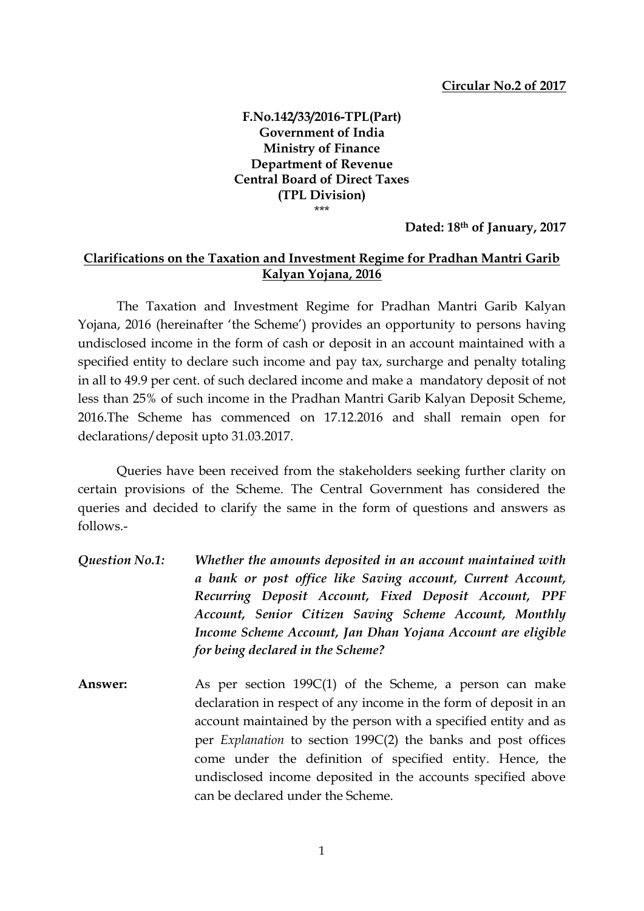**Circular No.2 of 2017**

**F.No.142/33/2016-TPL(Part)**
**Government of India**
**Ministry of Finance**
**Department of Revenue**
**Central Board of Direct Taxes**
**(TPL Division)**

\*\*\*

**Dated: 18th of January, 2017**

## Clarifications on the Taxation and Investment Regime for Pradhan Mantri Garib Kalyan Yojana, 2016

The Taxation and Investment Regime for Pradhan Mantri Garib Kalyan Yojana, 2016 (hereinafter 'the Scheme') provides an opportunity to persons having undisclosed income in the form of cash or deposit in an account maintained with a specified entity to declare such income and pay tax, surcharge and penalty totaling in all to 49.9 per cent. of such declared income and make a mandatory deposit of not less than 25% of such income in the Pradhan Mantri Garib Kalyan Deposit Scheme, 2016.The Scheme has commenced on 17.12.2016 and shall remain open for declarations/deposit upto 31.03.2017.

Queries have been received from the stakeholders seeking further clarity on certain provisions of the Scheme. The Central Government has considered the queries and decided to clarify the same in the form of questions and answers as follows.-

***Question No.1:*** ***Whether the amounts deposited in an account maintained with a bank or post office like Saving account, Current Account, Recurring Deposit Account, Fixed Deposit Account, PPF Account, Senior Citizen Saving Scheme Account, Monthly Income Scheme Account, Jan Dhan Yojana Account are eligible for being declared in the Scheme?***

**Answer:** As per section 199C(1) of the Scheme, a person can make declaration in respect of any income in the form of deposit in an account maintained by the person with a specified entity and as per *Explanation* to section 199C(2) the banks and post offices come under the definition of specified entity. Hence, the undisclosed income deposited in the accounts specified above can be declared under the Scheme.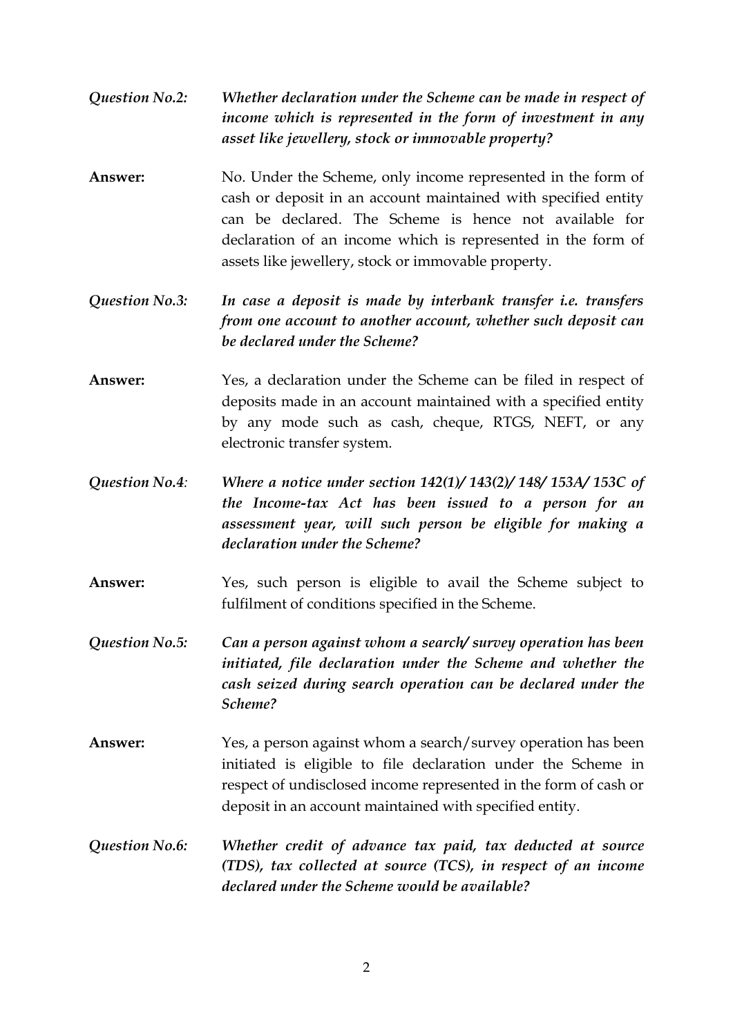*Question No.2:* ***Whether declaration under the Scheme can be made in respect of income which is represented in the form of investment in any asset like jewellery, stock or immovable property?***

**Answer:** No. Under the Scheme, only income represented in the form of cash or deposit in an account maintained with specified entity can be declared. The Scheme is hence not available for declaration of an income which is represented in the form of assets like jewellery, stock or immovable property.

*Question No.3:* ***In case a deposit is made by interbank transfer i.e. transfers from one account to another account, whether such deposit can be declared under the Scheme?***

**Answer:** Yes, a declaration under the Scheme can be filed in respect of deposits made in an account maintained with a specified entity by any mode such as cash, cheque, RTGS, NEFT, or any electronic transfer system.

*Question No.4:* ***Where a notice under section 142(1)/ 143(2)/ 148/ 153A/ 153C of the Income-tax Act has been issued to a person for an assessment year, will such person be eligible for making a declaration under the Scheme?***

**Answer:** Yes, such person is eligible to avail the Scheme subject to fulfilment of conditions specified in the Scheme.

*Question No.5:* ***Can a person against whom a search/ survey operation has been initiated, file declaration under the Scheme and whether the cash seized during search operation can be declared under the Scheme?***

**Answer:** Yes, a person against whom a search/survey operation has been initiated is eligible to file declaration under the Scheme in respect of undisclosed income represented in the form of cash or deposit in an account maintained with specified entity.

*Question No.6:* ***Whether credit of advance tax paid, tax deducted at source (TDS), tax collected at source (TCS), in respect of an income declared under the Scheme would be available?***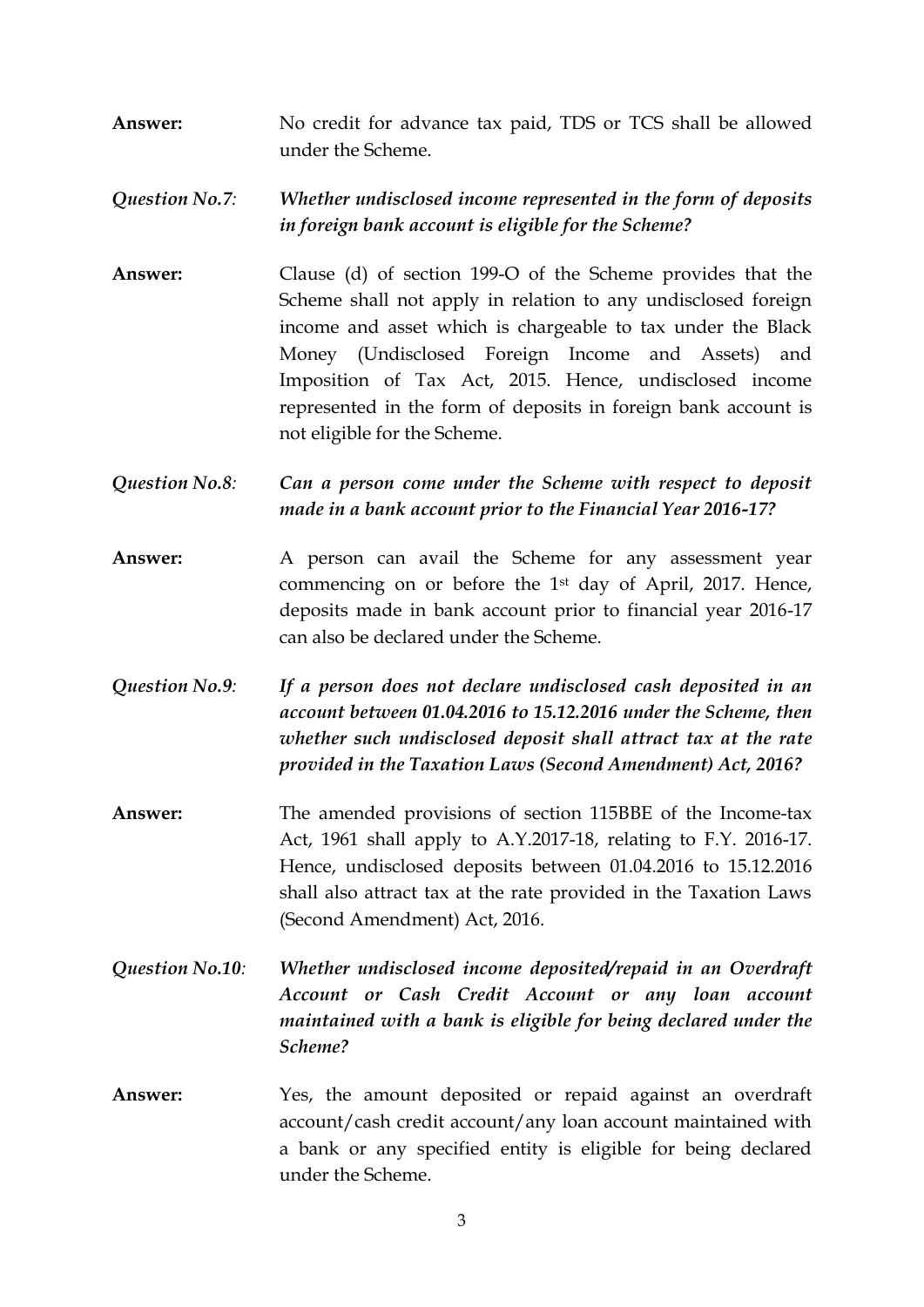**Answer:** No credit for advance tax paid, TDS or TCS shall be allowed under the Scheme.

***Question No.7:*** ***Whether undisclosed income represented in the form of deposits in foreign bank account is eligible for the Scheme?***

**Answer:** Clause (d) of section 199-O of the Scheme provides that the Scheme shall not apply in relation to any undisclosed foreign income and asset which is chargeable to tax under the Black Money (Undisclosed Foreign Income and Assets) and Imposition of Tax Act, 2015. Hence, undisclosed income represented in the form of deposits in foreign bank account is not eligible for the Scheme.

***Question No.8:*** ***Can a person come under the Scheme with respect to deposit made in a bank account prior to the Financial Year 2016-17?***

**Answer:** A person can avail the Scheme for any assessment year commencing on or before the 1st day of April, 2017. Hence, deposits made in bank account prior to financial year 2016-17 can also be declared under the Scheme.

***Question No.9:*** ***If a person does not declare undisclosed cash deposited in an account between 01.04.2016 to 15.12.2016 under the Scheme, then whether such undisclosed deposit shall attract tax at the rate provided in the Taxation Laws (Second Amendment) Act, 2016?***

**Answer:** The amended provisions of section 115BBE of the Income-tax Act, 1961 shall apply to A.Y.2017-18, relating to F.Y. 2016-17. Hence, undisclosed deposits between 01.04.2016 to 15.12.2016 shall also attract tax at the rate provided in the Taxation Laws (Second Amendment) Act, 2016.

***Question No.10:*** ***Whether undisclosed income deposited/repaid in an Overdraft Account or Cash Credit Account or any loan account maintained with a bank is eligible for being declared under the Scheme?***

**Answer:** Yes, the amount deposited or repaid against an overdraft account/cash credit account/any loan account maintained with a bank or any specified entity is eligible for being declared under the Scheme.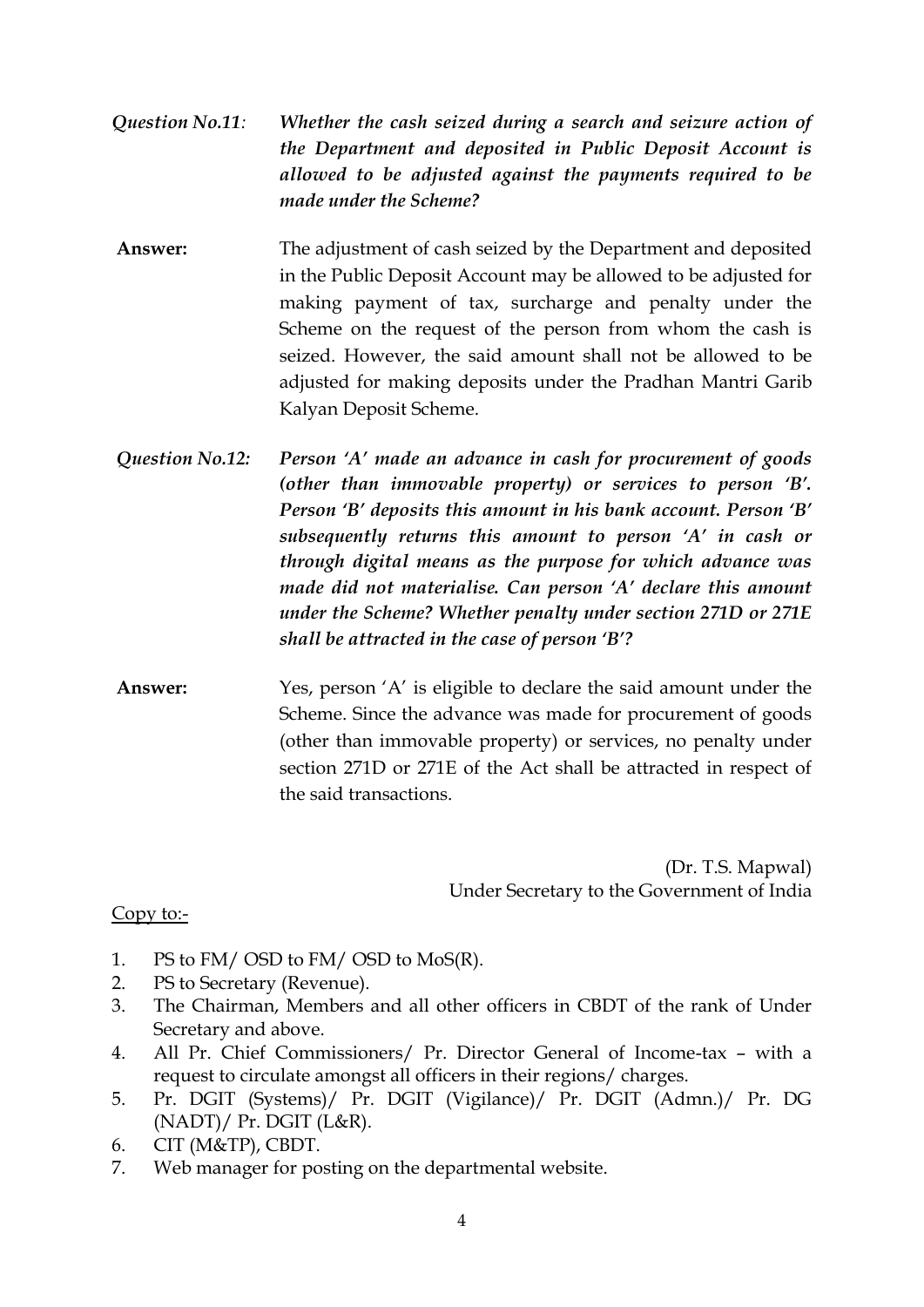***Question No.11**: Whether the cash seized during a search and seizure action of the Department and deposited in Public Deposit Account is allowed to be adjusted against the payments required to be made under the Scheme?*

**Answer:** The adjustment of cash seized by the Department and deposited in the Public Deposit Account may be allowed to be adjusted for making payment of tax, surcharge and penalty under the Scheme on the request of the person from whom the cash is seized. However, the said amount shall not be allowed to be adjusted for making deposits under the Pradhan Mantri Garib Kalyan Deposit Scheme.

***Question No.12:** Person 'A' made an advance in cash for procurement of goods (other than immovable property) or services to person 'B'. Person 'B' deposits this amount in his bank account. Person 'B' subsequently returns this amount to person 'A' in cash or through digital means as the purpose for which advance was made did not materialise. Can person 'A' declare this amount under the Scheme? Whether penalty under section 271D or 271E shall be attracted in the case of person 'B'?*

**Answer:** Yes, person 'A' is eligible to declare the said amount under the Scheme. Since the advance was made for procurement of goods (other than immovable property) or services, no penalty under section 271D or 271E of the Act shall be attracted in respect of the said transactions.

(Dr. T.S. Mapwal)
Under Secretary to the Government of India

Copy to:-

1. PS to FM/ OSD to FM/ OSD to MoS(R).
2. PS to Secretary (Revenue).
3. The Chairman, Members and all other officers in CBDT of the rank of Under Secretary and above.
4. All Pr. Chief Commissioners/ Pr. Director General of Income-tax – with a request to circulate amongst all officers in their regions/ charges.
5. Pr. DGIT (Systems)/ Pr. DGIT (Vigilance)/ Pr. DGIT (Admn.)/ Pr. DG (NADT)/ Pr. DGIT (L&R).
6. CIT (M&TP), CBDT.
7. Web manager for posting on the departmental website.